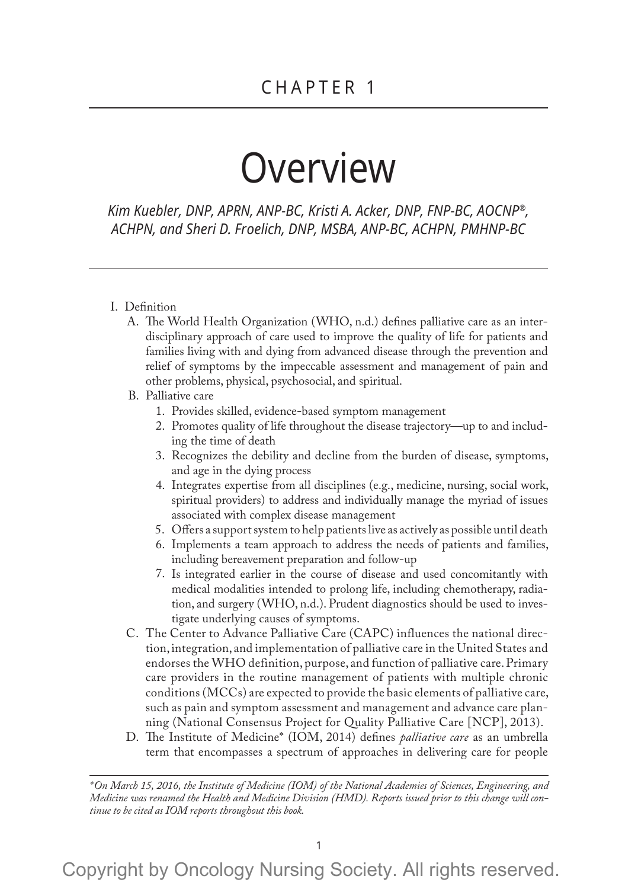# CHAPTER 1

# Overview

*Kim Kuebler, DNP, APRN, ANP-BC, Kristi A. Acker, DNP, FNP-BC, AOCNP®, ACHPN, and Sheri D. Froelich, DNP, MSBA, ANP-BC, ACHPN, PMHNP-BC*

I. Definition

   A. The World Health Organization (WHO, n.d.) defines palliative care as an interdisciplinary approach of care used to improve the quality of life for patients and families living with and dying from advanced disease through the prevention and relief of symptoms by the impeccable assessment and management of pain and other problems, physical, psychosocial, and spiritual.

   B. Palliative care

      1. Provides skilled, evidence-based symptom management
      2. Promotes quality of life throughout the disease trajectory—up to and including the time of death
      3. Recognizes the debility and decline from the burden of disease, symptoms, and age in the dying process
      4. Integrates expertise from all disciplines (e.g., medicine, nursing, social work, spiritual providers) to address and individually manage the myriad of issues associated with complex disease management
      5. Offers a support system to help patients live as actively as possible until death
      6. Implements a team approach to address the needs of patients and families, including bereavement preparation and follow-up
      7. Is integrated earlier in the course of disease and used concomitantly with medical modalities intended to prolong life, including chemotherapy, radiation, and surgery (WHO, n.d.). Prudent diagnostics should be used to investigate underlying causes of symptoms.

   C. The Center to Advance Palliative Care (CAPC) influences the national direction, integration, and implementation of palliative care in the United States and endorses the WHO definition, purpose, and function of palliative care. Primary care providers in the routine management of patients with multiple chronic conditions (MCCs) are expected to provide the basic elements of palliative care, such as pain and symptom assessment and management and advance care planning (National Consensus Project for Quality Palliative Care [NCP], 2013).

   D. The Institute of Medicine* (IOM, 2014) defines *palliative care* as an umbrella term that encompasses a spectrum of approaches in delivering care for people

---

**On March 15, 2016, the Institute of Medicine (IOM) of the National Academies of Sciences, Engineering, and Medicine was renamed the Health and Medicine Division (HMD). Reports issued prior to this change will continue to be cited as IOM reports throughout this book.*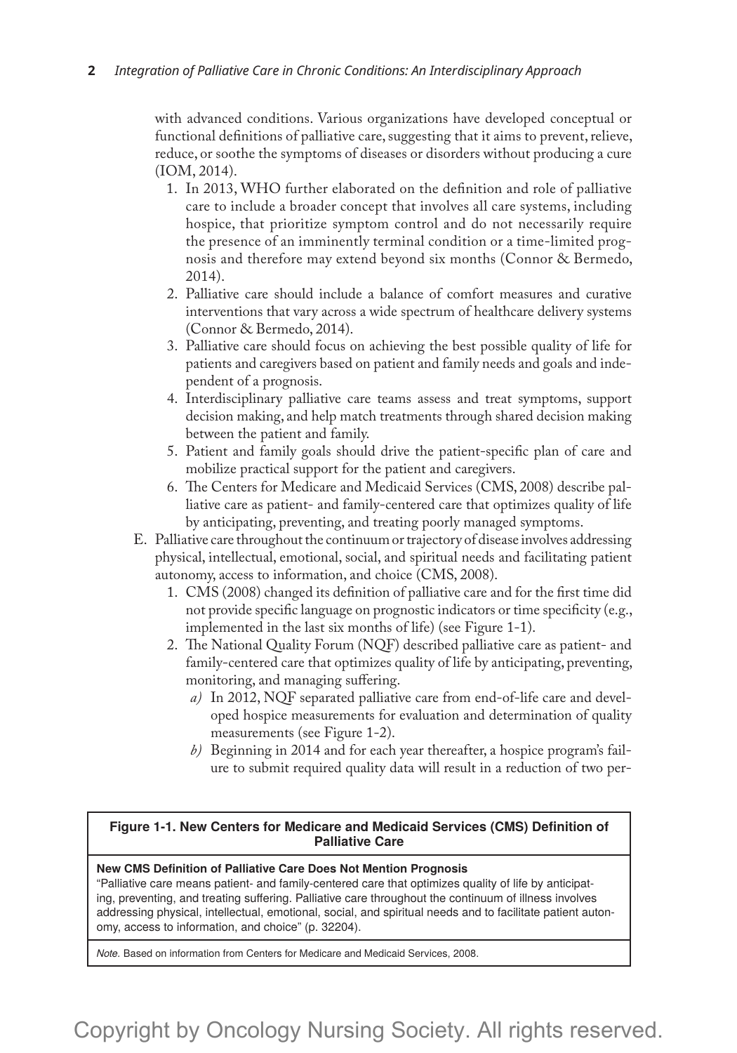with advanced conditions. Various organizations have developed conceptual or functional definitions of palliative care, suggesting that it aims to prevent, relieve, reduce, or soothe the symptoms of diseases or disorders without producing a cure (IOM, 2014).

1. In 2013, WHO further elaborated on the definition and role of palliative care to include a broader concept that involves all care systems, including hospice, that prioritize symptom control and do not necessarily require the presence of an imminently terminal condition or a time-limited prognosis and therefore may extend beyond six months (Connor & Bermedo, 2014).
2. Palliative care should include a balance of comfort measures and curative interventions that vary across a wide spectrum of healthcare delivery systems (Connor & Bermedo, 2014).
3. Palliative care should focus on achieving the best possible quality of life for patients and caregivers based on patient and family needs and goals and independent of a prognosis.
4. Interdisciplinary palliative care teams assess and treat symptoms, support decision making, and help match treatments through shared decision making between the patient and family.
5. Patient and family goals should drive the patient-specific plan of care and mobilize practical support for the patient and caregivers.
6. The Centers for Medicare and Medicaid Services (CMS, 2008) describe palliative care as patient- and family-centered care that optimizes quality of life by anticipating, preventing, and treating poorly managed symptoms.

E. Palliative care throughout the continuum or trajectory of disease involves addressing physical, intellectual, emotional, social, and spiritual needs and facilitating patient autonomy, access to information, and choice (CMS, 2008).

1. CMS (2008) changed its definition of palliative care and for the first time did not provide specific language on prognostic indicators or time specificity (e.g., implemented in the last six months of life) (see Figure 1-1).
2. The National Quality Forum (NQF) described palliative care as patient- and family-centered care that optimizes quality of life by anticipating, preventing, monitoring, and managing suffering.
   - *a)* In 2012, NQF separated palliative care from end-of-life care and developed hospice measurements for evaluation and determination of quality measurements (see Figure 1-2).
   - *b)* Beginning in 2014 and for each year thereafter, a hospice program's failure to submit required quality data will result in a reduction of two per-

**Figure 1-1. New Centers for Medicare and Medicaid Services (CMS) Definition of Palliative Care**

**New CMS Definition of Palliative Care Does Not Mention Prognosis**

"Palliative care means patient- and family-centered care that optimizes quality of life by anticipating, preventing, and treating suffering. Palliative care throughout the continuum of illness involves addressing physical, intellectual, emotional, social, and spiritual needs and to facilitate patient autonomy, access to information, and choice" (p. 32204).

*Note.* Based on information from Centers for Medicare and Medicaid Services, 2008.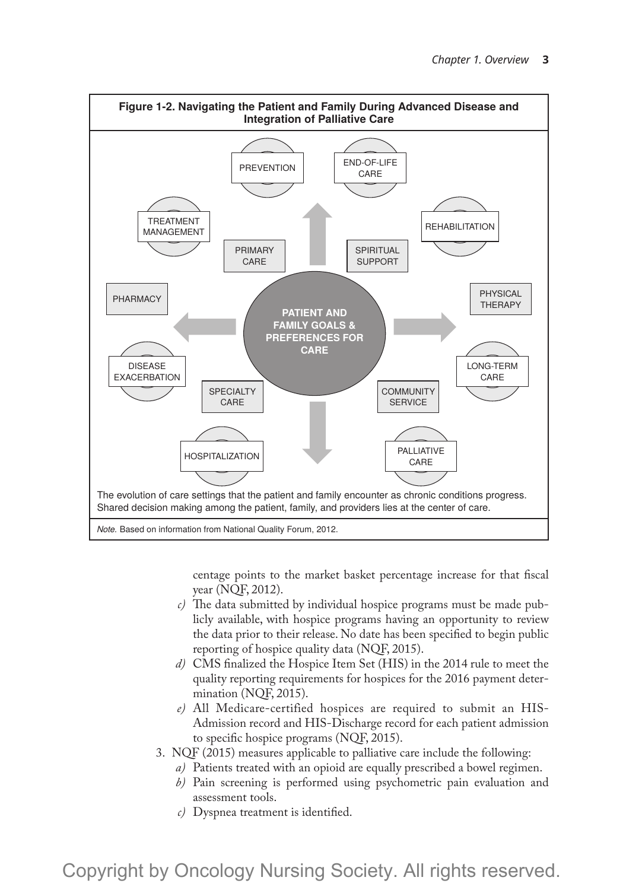**Figure 1-2. Navigating the Patient and Family During Advanced Disease and Integration of Palliative Care**

PREVENTION

END-OF-LIFE CARE

TREATMENT MANAGEMENT

REHABILITATION

PRIMARY CARE

SPIRITUAL SUPPORT

PHARMACY

PHYSICAL THERAPY

PATIENT AND FAMILY GOALS & PREFERENCES FOR CARE

DISEASE EXACERBATION

LONG-TERM CARE

SPECIALTY CARE

COMMUNITY SERVICE

HOSPITALIZATION

PALLIATIVE CARE

The evolution of care settings that the patient and family encounter as chronic conditions progress. Shared decision making among the patient, family, and providers lies at the center of care.

*Note.* Based on information from National Quality Forum, 2012.

centage points to the market basket percentage increase for that fiscal year (NQF, 2012).

*c)* The data submitted by individual hospice programs must be made publicly available, with hospice programs having an opportunity to review the data prior to their release. No date has been specified to begin public reporting of hospice quality data (NQF, 2015).

*d)* CMS finalized the Hospice Item Set (HIS) in the 2014 rule to meet the quality reporting requirements for hospices for the 2016 payment determination (NQF, 2015).

*e)* All Medicare-certified hospices are required to submit an HIS-Admission record and HIS-Discharge record for each patient admission to specific hospice programs (NQF, 2015).

3. NQF (2015) measures applicable to palliative care include the following:
   *a)* Patients treated with an opioid are equally prescribed a bowel regimen.
   *b)* Pain screening is performed using psychometric pain evaluation and assessment tools.
   *c)* Dyspnea treatment is identified.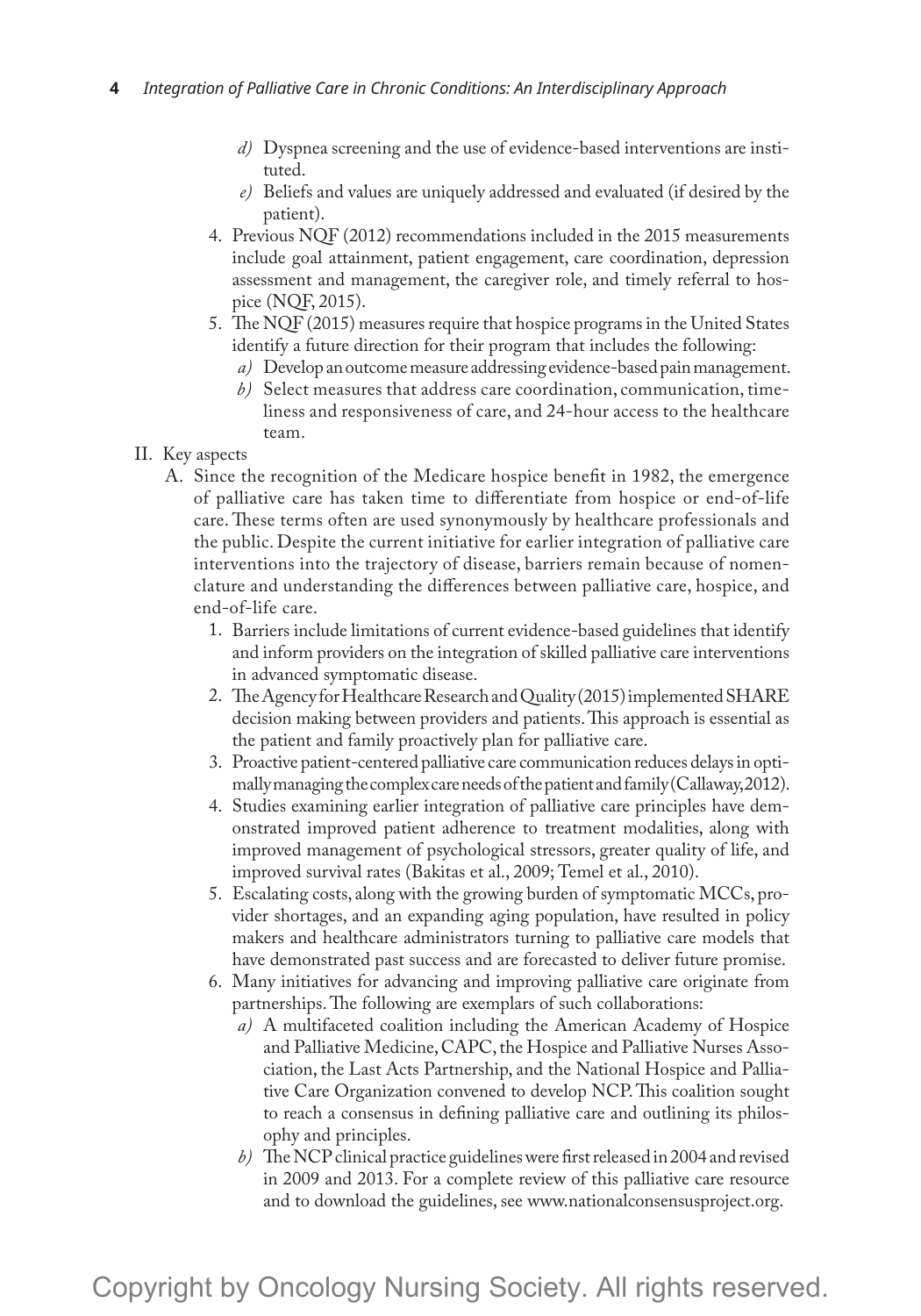- *d)* Dyspnea screening and the use of evidence-based interventions are instituted.
   - *e)* Beliefs and values are uniquely addressed and evaluated (if desired by the patient).

4. Previous NQF (2012) recommendations included in the 2015 measurements include goal attainment, patient engagement, care coordination, depression assessment and management, the caregiver role, and timely referral to hospice (NQF, 2015).
5. The NQF (2015) measures require that hospice programs in the United States identify a future direction for their program that includes the following:
   - *a)* Develop an outcome measure addressing evidence-based pain management.
   - *b)* Select measures that address care coordination, communication, timeliness and responsiveness of care, and 24-hour access to the healthcare team.

II. Key aspects

A. Since the recognition of the Medicare hospice benefit in 1982, the emergence of palliative care has taken time to differentiate from hospice or end-of-life care. These terms often are used synonymously by healthcare professionals and the public. Despite the current initiative for earlier integration of palliative care interventions into the trajectory of disease, barriers remain because of nomenclature and understanding the differences between palliative care, hospice, and end-of-life care.

1. Barriers include limitations of current evidence-based guidelines that identify and inform providers on the integration of skilled palliative care interventions in advanced symptomatic disease.
2. The Agency for Healthcare Research and Quality (2015) implemented SHARE decision making between providers and patients. This approach is essential as the patient and family proactively plan for palliative care.
3. Proactive patient-centered palliative care communication reduces delays in optimally managing the complex care needs of the patient and family (Callaway, 2012).
4. Studies examining earlier integration of palliative care principles have demonstrated improved patient adherence to treatment modalities, along with improved management of psychological stressors, greater quality of life, and improved survival rates (Bakitas et al., 2009; Temel et al., 2010).
5. Escalating costs, along with the growing burden of symptomatic MCCs, provider shortages, and an expanding aging population, have resulted in policy makers and healthcare administrators turning to palliative care models that have demonstrated past success and are forecasted to deliver future promise.
6. Many initiatives for advancing and improving palliative care originate from partnerships. The following are exemplars of such collaborations:
   - *a)* A multifaceted coalition including the American Academy of Hospice and Palliative Medicine, CAPC, the Hospice and Palliative Nurses Association, the Last Acts Partnership, and the National Hospice and Palliative Care Organization convened to develop NCP. This coalition sought to reach a consensus in defining palliative care and outlining its philosophy and principles.
   - *b)* The NCP clinical practice guidelines were first released in 2004 and revised in 2009 and 2013. For a complete review of this palliative care resource and to download the guidelines, see www.nationalconsensusproject.org.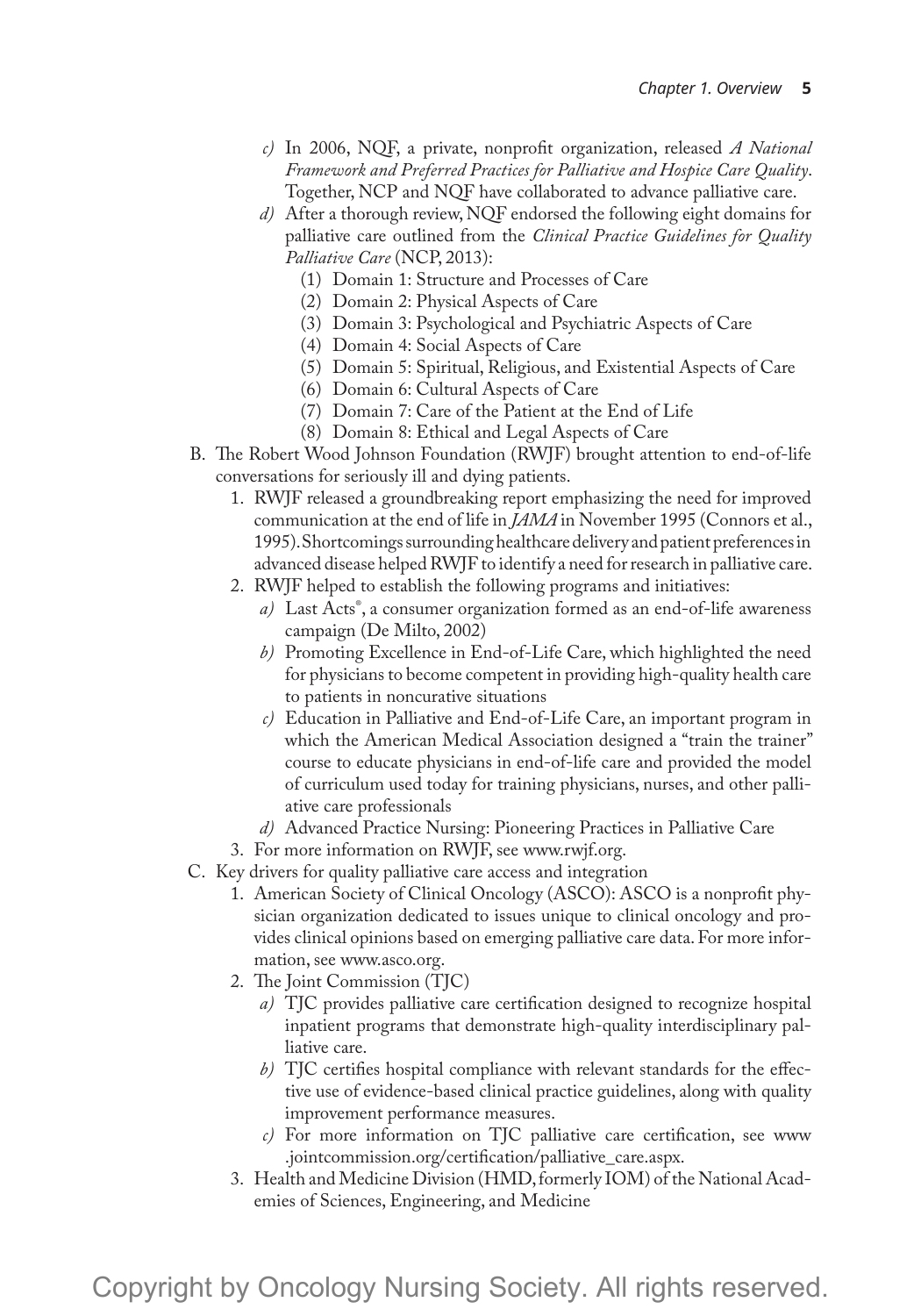*c)* In 2006, NQF, a private, nonprofit organization, released *A National Framework and Preferred Practices for Palliative and Hospice Care Quality*. Together, NCP and NQF have collaborated to advance palliative care.

*d)* After a thorough review, NQF endorsed the following eight domains for palliative care outlined from the *Clinical Practice Guidelines for Quality Palliative Care* (NCP, 2013):

(1) Domain 1: Structure and Processes of Care

(2) Domain 2: Physical Aspects of Care

(3) Domain 3: Psychological and Psychiatric Aspects of Care

(4) Domain 4: Social Aspects of Care

(5) Domain 5: Spiritual, Religious, and Existential Aspects of Care

(6) Domain 6: Cultural Aspects of Care

(7) Domain 7: Care of the Patient at the End of Life

(8) Domain 8: Ethical and Legal Aspects of Care

B. The Robert Wood Johnson Foundation (RWJF) brought attention to end-of-life conversations for seriously ill and dying patients.

1. RWJF released a groundbreaking report emphasizing the need for improved communication at the end of life in *JAMA* in November 1995 (Connors et al., 1995). Shortcomings surrounding healthcare delivery and patient preferences in advanced disease helped RWJF to identify a need for research in palliative care.
2. RWJF helped to establish the following programs and initiatives:

*a)* Last Acts®, a consumer organization formed as an end-of-life awareness campaign (De Milto, 2002)

*b)* Promoting Excellence in End-of-Life Care, which highlighted the need for physicians to become competent in providing high-quality health care to patients in noncurative situations

*c)* Education in Palliative and End-of-Life Care, an important program in which the American Medical Association designed a "train the trainer" course to educate physicians in end-of-life care and provided the model of curriculum used today for training physicians, nurses, and other palliative care professionals

*d)* Advanced Practice Nursing: Pioneering Practices in Palliative Care

3. For more information on RWJF, see www.rwjf.org.

C. Key drivers for quality palliative care access and integration

1. American Society of Clinical Oncology (ASCO): ASCO is a nonprofit physician organization dedicated to issues unique to clinical oncology and provides clinical opinions based on emerging palliative care data. For more information, see www.asco.org.
2. The Joint Commission (TJC)

*a)* TJC provides palliative care certification designed to recognize hospital inpatient programs that demonstrate high-quality interdisciplinary palliative care.

*b)* TJC certifies hospital compliance with relevant standards for the effective use of evidence-based clinical practice guidelines, along with quality improvement performance measures.

*c)* For more information on TJC palliative care certification, see www.jointcommission.org/certification/palliative_care.aspx.

3. Health and Medicine Division (HMD, formerly IOM) of the National Academies of Sciences, Engineering, and Medicine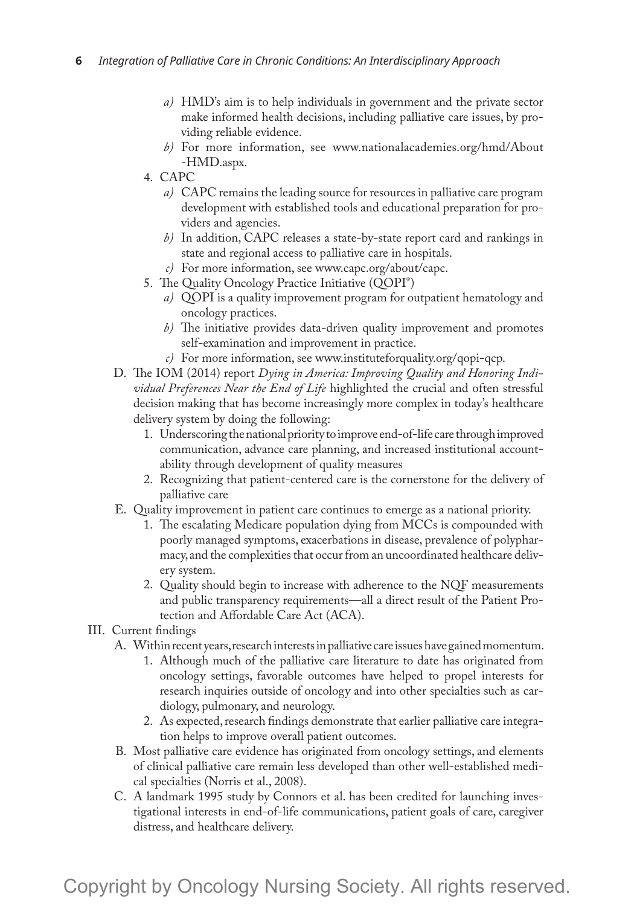- a) HMD's aim is to help individuals in government and the private sector make informed health decisions, including palliative care issues, by providing reliable evidence.
    - b) For more information, see www.nationalacademies.org/hmd/About-HMD.aspx.
4. CAPC
    - a) CAPC remains the leading source for resources in palliative care program development with established tools and educational preparation for providers and agencies.
    - b) In addition, CAPC releases a state-by-state report card and rankings in state and regional access to palliative care in hospitals.
    - c) For more information, see www.capc.org/about/capc.
5. The Quality Oncology Practice Initiative (QOPI®)
    - a) QOPI is a quality improvement program for outpatient hematology and oncology practices.
    - b) The initiative provides data-driven quality improvement and promotes self-examination and improvement in practice.
    - c) For more information, see www.instituteforquality.org/qopi-qcp.

D. The IOM (2014) report *Dying in America: Improving Quality and Honoring Individual Preferences Near the End of Life* highlighted the crucial and often stressful decision making that has become increasingly more complex in today's healthcare delivery system by doing the following:
1. Underscoring the national priority to improve end-of-life care through improved communication, advance care planning, and increased institutional accountability through development of quality measures
2. Recognizing that patient-centered care is the cornerstone for the delivery of palliative care

E. Quality improvement in patient care continues to emerge as a national priority.
1. The escalating Medicare population dying from MCCs is compounded with poorly managed symptoms, exacerbations in disease, prevalence of polypharmacy, and the complexities that occur from an uncoordinated healthcare delivery system.
2. Quality should begin to increase with adherence to the NQF measurements and public transparency requirements—all a direct result of the Patient Protection and Affordable Care Act (ACA).

III. Current findings

A. Within recent years, research interests in palliative care issues have gained momentum.
1. Although much of the palliative care literature to date has originated from oncology settings, favorable outcomes have helped to propel interests for research inquiries outside of oncology and into other specialties such as cardiology, pulmonary, and neurology.
2. As expected, research findings demonstrate that earlier palliative care integration helps to improve overall patient outcomes.

B. Most palliative care evidence has originated from oncology settings, and elements of clinical palliative care remain less developed than other well-established medical specialties (Norris et al., 2008).

C. A landmark 1995 study by Connors et al. has been credited for launching investigational interests in end-of-life communications, patient goals of care, caregiver distress, and healthcare delivery.

Copyright by Oncology Nursing Society. All rights reserved.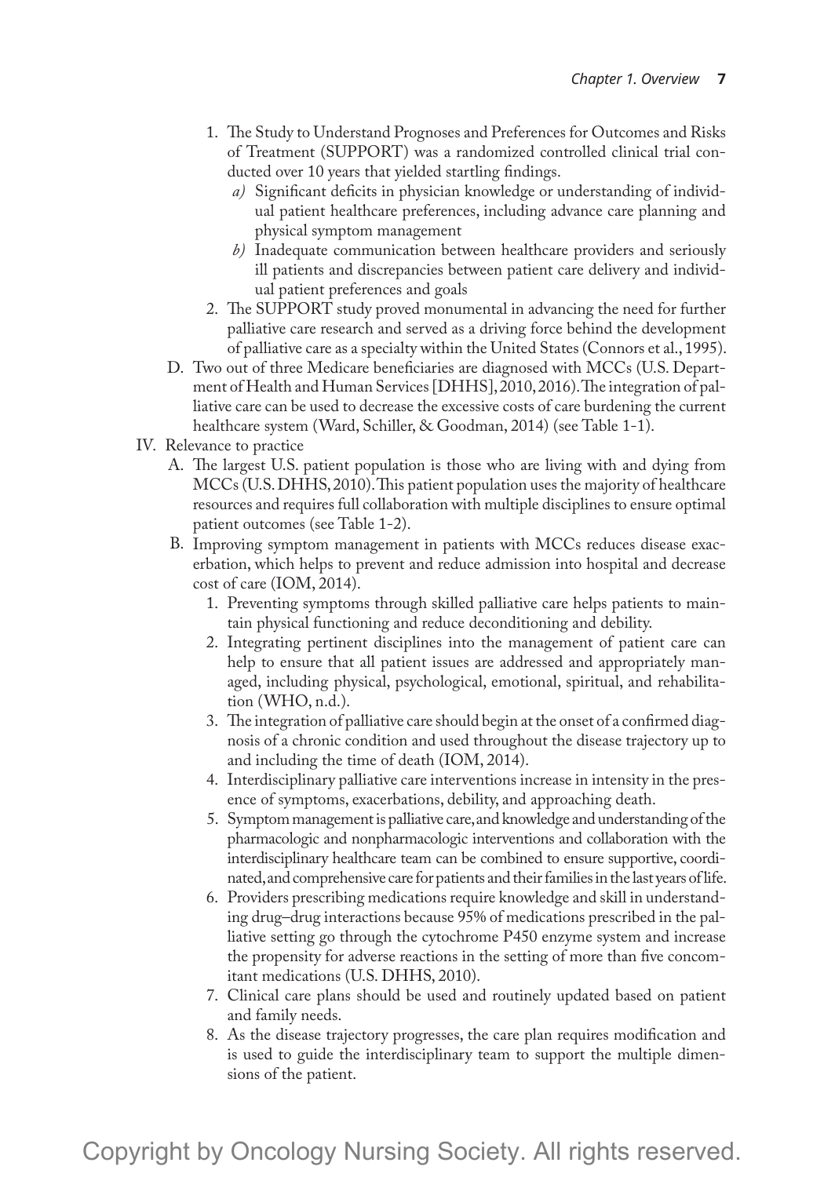1. The Study to Understand Prognoses and Preferences for Outcomes and Risks of Treatment (SUPPORT) was a randomized controlled clinical trial conducted over 10 years that yielded startling findings.
   - *a)* Significant deficits in physician knowledge or understanding of individual patient healthcare preferences, including advance care planning and physical symptom management
   - *b)* Inadequate communication between healthcare providers and seriously ill patients and discrepancies between patient care delivery and individual patient preferences and goals
2. The SUPPORT study proved monumental in advancing the need for further palliative care research and served as a driving force behind the development of palliative care as a specialty within the United States (Connors et al., 1995).

D. Two out of three Medicare beneficiaries are diagnosed with MCCs (U.S. Department of Health and Human Services [DHHS], 2010, 2016). The integration of palliative care can be used to decrease the excessive costs of care burdening the current healthcare system (Ward, Schiller, & Goodman, 2014) (see Table 1-1).

IV. Relevance to practice

A. The largest U.S. patient population is those who are living with and dying from MCCs (U.S. DHHS, 2010). This patient population uses the majority of healthcare resources and requires full collaboration with multiple disciplines to ensure optimal patient outcomes (see Table 1-2).

B. Improving symptom management in patients with MCCs reduces disease exacerbation, which helps to prevent and reduce admission into hospital and decrease cost of care (IOM, 2014).

1. Preventing symptoms through skilled palliative care helps patients to maintain physical functioning and reduce deconditioning and debility.
2. Integrating pertinent disciplines into the management of patient care can help to ensure that all patient issues are addressed and appropriately managed, including physical, psychological, emotional, spiritual, and rehabilitation (WHO, n.d.).
3. The integration of palliative care should begin at the onset of a confirmed diagnosis of a chronic condition and used throughout the disease trajectory up to and including the time of death (IOM, 2014).
4. Interdisciplinary palliative care interventions increase in intensity in the presence of symptoms, exacerbations, debility, and approaching death.
5. Symptom management is palliative care, and knowledge and understanding of the pharmacologic and nonpharmacologic interventions and collaboration with the interdisciplinary healthcare team can be combined to ensure supportive, coordinated, and comprehensive care for patients and their families in the last years of life.
6. Providers prescribing medications require knowledge and skill in understanding drug–drug interactions because 95% of medications prescribed in the palliative setting go through the cytochrome P450 enzyme system and increase the propensity for adverse reactions in the setting of more than five concomitant medications (U.S. DHHS, 2010).
7. Clinical care plans should be used and routinely updated based on patient and family needs.
8. As the disease trajectory progresses, the care plan requires modification and is used to guide the interdisciplinary team to support the multiple dimensions of the patient.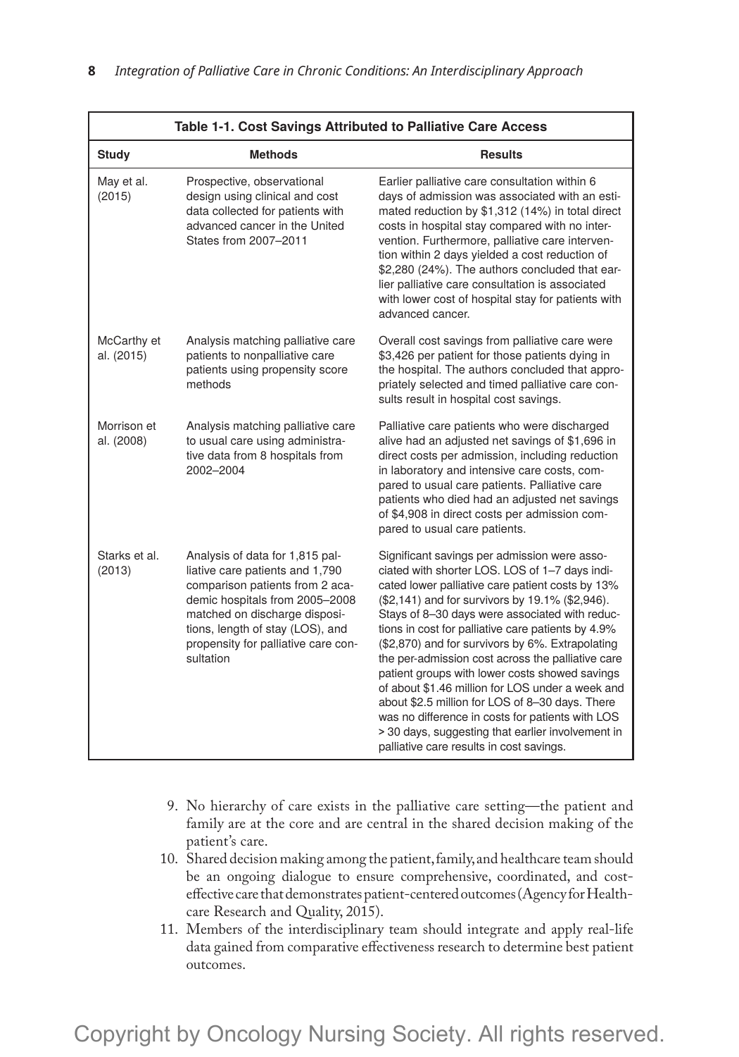**Table 1-1. Cost Savings Attributed to Palliative Care Access**

| Study | Methods | Results |
|---|---|---|
| May et al. (2015) | Prospective, observational design using clinical and cost data collected for patients with advanced cancer in the United States from 2007–2011 | Earlier palliative care consultation within 6 days of admission was associated with an estimated reduction by $1,312 (14%) in total direct costs in hospital stay compared with no intervention. Furthermore, palliative care intervention within 2 days yielded a cost reduction of $2,280 (24%). The authors concluded that earlier palliative care consultation is associated with lower cost of hospital stay for patients with advanced cancer. |
| McCarthy et al. (2015) | Analysis matching palliative care patients to nonpalliative care patients using propensity score methods | Overall cost savings from palliative care were $3,426 per patient for those patients dying in the hospital. The authors concluded that appropriately selected and timed palliative care consults result in hospital cost savings. |
| Morrison et al. (2008) | Analysis matching palliative care to usual care using administrative data from 8 hospitals from 2002–2004 | Palliative care patients who were discharged alive had an adjusted net savings of $1,696 in direct costs per admission, including reduction in laboratory and intensive care costs, compared to usual care patients. Palliative care patients who died had an adjusted net savings of $4,908 in direct costs per admission compared to usual care patients. |
| Starks et al. (2013) | Analysis of data for 1,815 palliative care patients and 1,790 comparison patients from 2 academic hospitals from 2005–2008 matched on discharge dispositions, length of stay (LOS), and propensity for palliative care consultation | Significant savings per admission were associated with shorter LOS. LOS of 1–7 days indicated lower palliative care patient costs by 13% ($2,141) and for survivors by 19.1% ($2,946). Stays of 8–30 days were associated with reductions in cost for palliative care patients by 4.9% ($2,870) and for survivors by 6%. Extrapolating the per-admission cost across the palliative care patient groups with lower costs showed savings of about $1.46 million for LOS under a week and about $2.5 million for LOS of 8–30 days. There was no difference in costs for patients with LOS > 30 days, suggesting that earlier involvement in palliative care results in cost savings. |

9. No hierarchy of care exists in the palliative care setting—the patient and family are at the core and are central in the shared decision making of the patient's care.
10. Shared decision making among the patient, family, and healthcare team should be an ongoing dialogue to ensure comprehensive, coordinated, and cost-effective care that demonstrates patient-centered outcomes (Agency for Healthcare Research and Quality, 2015).
11. Members of the interdisciplinary team should integrate and apply real-life data gained from comparative effectiveness research to determine best patient outcomes.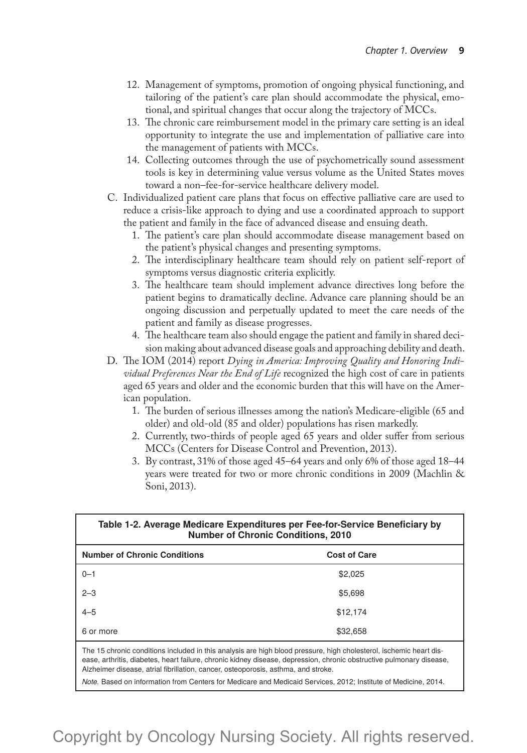12. Management of symptoms, promotion of ongoing physical functioning, and tailoring of the patient's care plan should accommodate the physical, emotional, and spiritual changes that occur along the trajectory of MCCs.
13. The chronic care reimbursement model in the primary care setting is an ideal opportunity to integrate the use and implementation of palliative care into the management of patients with MCCs.
14. Collecting outcomes through the use of psychometrically sound assessment tools is key in determining value versus volume as the United States moves toward a non–fee-for-service healthcare delivery model.

C. Individualized patient care plans that focus on effective palliative care are used to reduce a crisis-like approach to dying and use a coordinated approach to support the patient and family in the face of advanced disease and ensuing death.
   1. The patient's care plan should accommodate disease management based on the patient's physical changes and presenting symptoms.
   2. The interdisciplinary healthcare team should rely on patient self-report of symptoms versus diagnostic criteria explicitly.
   3. The healthcare team should implement advance directives long before the patient begins to dramatically decline. Advance care planning should be an ongoing discussion and perpetually updated to meet the care needs of the patient and family as disease progresses.
   4. The healthcare team also should engage the patient and family in shared decision making about advanced disease goals and approaching debility and death.

D. The IOM (2014) report *Dying in America: Improving Quality and Honoring Individual Preferences Near the End of Life* recognized the high cost of care in patients aged 65 years and older and the economic burden that this will have on the American population.
   1. The burden of serious illnesses among the nation's Medicare-eligible (65 and older) and old-old (85 and older) populations has risen markedly.
   2. Currently, two-thirds of people aged 65 years and older suffer from serious MCCs (Centers for Disease Control and Prevention, 2013).
   3. By contrast, 31% of those aged 45–64 years and only 6% of those aged 18–44 years were treated for two or more chronic conditions in 2009 (Machlin & Soni, 2013).

**Table 1-2. Average Medicare Expenditures per Fee-for-Service Beneficiary by Number of Chronic Conditions, 2010**

| Number of Chronic Conditions | Cost of Care |
|---|---|
| 0–1 | $2,025 |
| 2–3 | $5,698 |
| 4–5 | $12,174 |
| 6 or more | $32,658 |

The 15 chronic conditions included in this analysis are high blood pressure, high cholesterol, ischemic heart disease, arthritis, diabetes, heart failure, chronic kidney disease, depression, chronic obstructive pulmonary disease, Alzheimer disease, atrial fibrillation, cancer, osteoporosis, asthma, and stroke.

*Note.* Based on information from Centers for Medicare and Medicaid Services, 2012; Institute of Medicine, 2014.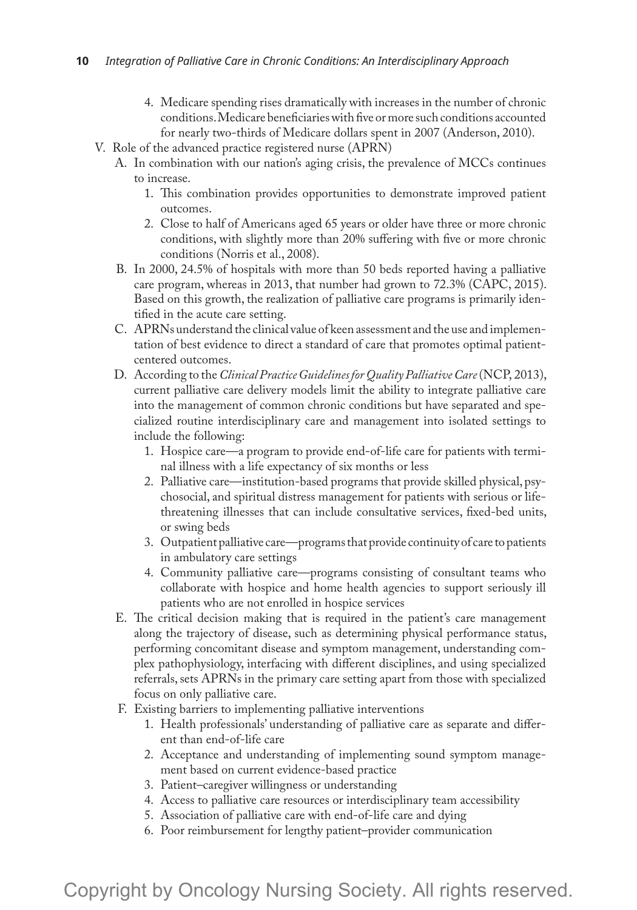4. Medicare spending rises dramatically with increases in the number of chronic conditions. Medicare beneficiaries with five or more such conditions accounted for nearly two-thirds of Medicare dollars spent in 2007 (Anderson, 2010).

V. Role of the advanced practice registered nurse (APRN)

   A. In combination with our nation's aging crisis, the prevalence of MCCs continues to increase.
      1. This combination provides opportunities to demonstrate improved patient outcomes.
      2. Close to half of Americans aged 65 years or older have three or more chronic conditions, with slightly more than 20% suffering with five or more chronic conditions (Norris et al., 2008).

   B. In 2000, 24.5% of hospitals with more than 50 beds reported having a palliative care program, whereas in 2013, that number had grown to 72.3% (CAPC, 2015). Based on this growth, the realization of palliative care programs is primarily identified in the acute care setting.

   C. APRNs understand the clinical value of keen assessment and the use and implementation of best evidence to direct a standard of care that promotes optimal patient-centered outcomes.

   D. According to the *Clinical Practice Guidelines for Quality Palliative Care* (NCP, 2013), current palliative care delivery models limit the ability to integrate palliative care into the management of common chronic conditions but have separated and specialized routine interdisciplinary care and management into isolated settings to include the following:
      1. Hospice care—a program to provide end-of-life care for patients with terminal illness with a life expectancy of six months or less
      2. Palliative care—institution-based programs that provide skilled physical, psychosocial, and spiritual distress management for patients with serious or life-threatening illnesses that can include consultative services, fixed-bed units, or swing beds
      3. Outpatient palliative care—programs that provide continuity of care to patients in ambulatory care settings
      4. Community palliative care—programs consisting of consultant teams who collaborate with hospice and home health agencies to support seriously ill patients who are not enrolled in hospice services

   E. The critical decision making that is required in the patient's care management along the trajectory of disease, such as determining physical performance status, performing concomitant disease and symptom management, understanding complex pathophysiology, interfacing with different disciplines, and using specialized referrals, sets APRNs in the primary care setting apart from those with specialized focus on only palliative care.

   F. Existing barriers to implementing palliative interventions
      1. Health professionals' understanding of palliative care as separate and different than end-of-life care
      2. Acceptance and understanding of implementing sound symptom management based on current evidence-based practice
      3. Patient–caregiver willingness or understanding
      4. Access to palliative care resources or interdisciplinary team accessibility
      5. Association of palliative care with end-of-life care and dying
      6. Poor reimbursement for lengthy patient–provider communication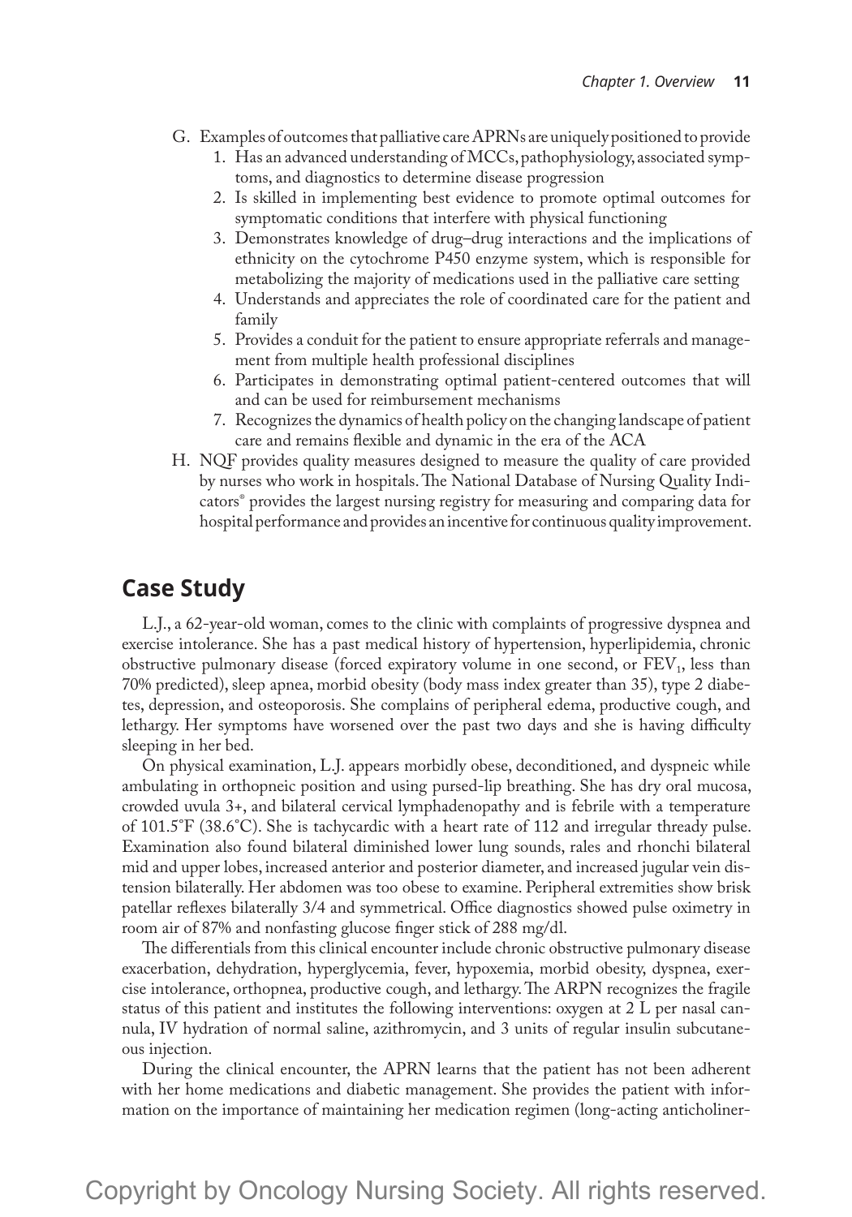G. Examples of outcomes that palliative care APRNs are uniquely positioned to provide
   1. Has an advanced understanding of MCCs, pathophysiology, associated symptoms, and diagnostics to determine disease progression
   2. Is skilled in implementing best evidence to promote optimal outcomes for symptomatic conditions that interfere with physical functioning
   3. Demonstrates knowledge of drug–drug interactions and the implications of ethnicity on the cytochrome P450 enzyme system, which is responsible for metabolizing the majority of medications used in the palliative care setting
   4. Understands and appreciates the role of coordinated care for the patient and family
   5. Provides a conduit for the patient to ensure appropriate referrals and management from multiple health professional disciplines
   6. Participates in demonstrating optimal patient-centered outcomes that will and can be used for reimbursement mechanisms
   7. Recognizes the dynamics of health policy on the changing landscape of patient care and remains flexible and dynamic in the era of the ACA

H. NQF provides quality measures designed to measure the quality of care provided by nurses who work in hospitals. The National Database of Nursing Quality Indicators® provides the largest nursing registry for measuring and comparing data for hospital performance and provides an incentive for continuous quality improvement.

## Case Study

L.J., a 62-year-old woman, comes to the clinic with complaints of progressive dyspnea and exercise intolerance. She has a past medical history of hypertension, hyperlipidemia, chronic obstructive pulmonary disease (forced expiratory volume in one second, or $FEV_1$, less than 70% predicted), sleep apnea, morbid obesity (body mass index greater than 35), type 2 diabetes, depression, and osteoporosis. She complains of peripheral edema, productive cough, and lethargy. Her symptoms have worsened over the past two days and she is having difficulty sleeping in her bed.

On physical examination, L.J. appears morbidly obese, deconditioned, and dyspneic while ambulating in orthopneic position and using pursed-lip breathing. She has dry oral mucosa, crowded uvula 3+, and bilateral cervical lymphadenopathy and is febrile with a temperature of 101.5°F (38.6°C). She is tachycardic with a heart rate of 112 and irregular thready pulse. Examination also found bilateral diminished lower lung sounds, rales and rhonchi bilateral mid and upper lobes, increased anterior and posterior diameter, and increased jugular vein distension bilaterally. Her abdomen was too obese to examine. Peripheral extremities show brisk patellar reflexes bilaterally 3/4 and symmetrical. Office diagnostics showed pulse oximetry in room air of 87% and nonfasting glucose finger stick of 288 mg/dl.

The differentials from this clinical encounter include chronic obstructive pulmonary disease exacerbation, dehydration, hyperglycemia, fever, hypoxemia, morbid obesity, dyspnea, exercise intolerance, orthopnea, productive cough, and lethargy. The ARPN recognizes the fragile status of this patient and institutes the following interventions: oxygen at 2 L per nasal cannula, IV hydration of normal saline, azithromycin, and 3 units of regular insulin subcutaneous injection.

During the clinical encounter, the APRN learns that the patient has not been adherent with her home medications and diabetic management. She provides the patient with information on the importance of maintaining her medication regimen (long-acting anticholiner-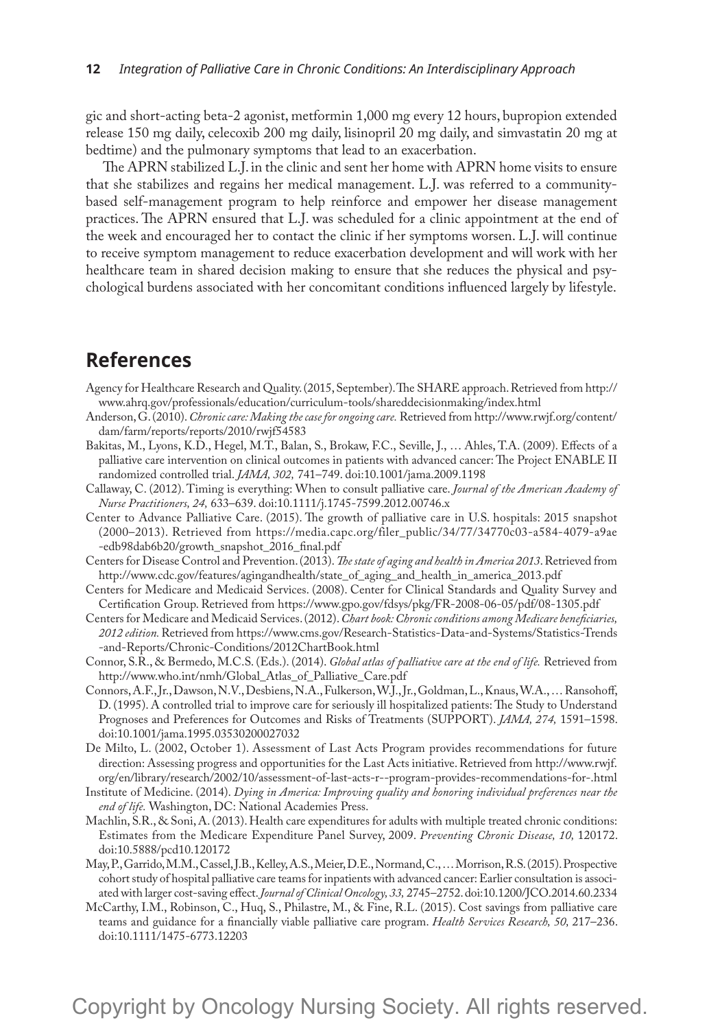gic and short-acting beta-2 agonist, metformin 1,000 mg every 12 hours, bupropion extended release 150 mg daily, celecoxib 200 mg daily, lisinopril 20 mg daily, and simvastatin 20 mg at bedtime) and the pulmonary symptoms that lead to an exacerbation.

The APRN stabilized L.J. in the clinic and sent her home with APRN home visits to ensure that she stabilizes and regains her medical management. L.J. was referred to a community-based self-management program to help reinforce and empower her disease management practices. The APRN ensured that L.J. was scheduled for a clinic appointment at the end of the week and encouraged her to contact the clinic if her symptoms worsen. L.J. will continue to receive symptom management to reduce exacerbation development and will work with her healthcare team in shared decision making to ensure that she reduces the physical and psychological burdens associated with her concomitant conditions influenced largely by lifestyle.

## References

Agency for Healthcare Research and Quality. (2015, September). The SHARE approach. Retrieved from http://www.ahrq.gov/professionals/education/curriculum-tools/shareddecisionmaking/index.html

Anderson, G. (2010). *Chronic care: Making the case for ongoing care.* Retrieved from http://www.rwjf.org/content/dam/farm/reports/reports/2010/rwjf54583

Bakitas, M., Lyons, K.D., Hegel, M.T., Balan, S., Brokaw, F.C., Seville, J., … Ahles, T.A. (2009). Effects of a palliative care intervention on clinical outcomes in patients with advanced cancer: The Project ENABLE II randomized controlled trial. *JAMA, 302,* 741–749. doi:10.1001/jama.2009.1198

Callaway, C. (2012). Timing is everything: When to consult palliative care. *Journal of the American Academy of Nurse Practitioners, 24,* 633–639. doi:10.1111/j.1745-7599.2012.00746.x

Center to Advance Palliative Care. (2015). The growth of palliative care in U.S. hospitals: 2015 snapshot (2000–2013). Retrieved from https://media.capc.org/filer_public/34/77/34770c03-a584-4079-a9ae-edb98dab6b20/growth_snapshot_2016_final.pdf

Centers for Disease Control and Prevention. (2013). *The state of aging and health in America 2013.* Retrieved from http://www.cdc.gov/features/agingandhealth/state_of_aging_and_health_in_america_2013.pdf

Centers for Medicare and Medicaid Services. (2008). Center for Clinical Standards and Quality Survey and Certification Group. Retrieved from https://www.gpo.gov/fdsys/pkg/FR-2008-06-05/pdf/08-1305.pdf

Centers for Medicare and Medicaid Services. (2012). *Chart book: Chronic conditions among Medicare beneficiaries, 2012 edition.* Retrieved from https://www.cms.gov/Research-Statistics-Data-and-Systems/Statistics-Trends-and-Reports/Chronic-Conditions/2012ChartBook.html

Connor, S.R., & Bermedo, M.C.S. (Eds.). (2014). *Global atlas of palliative care at the end of life.* Retrieved from http://www.who.int/nmh/Global_Atlas_of_Palliative_Care.pdf

Connors, A.F., Jr., Dawson, N.V., Desbiens, N.A., Fulkerson, W.J., Jr., Goldman, L., Knaus, W.A., … Ransohoff, D. (1995). A controlled trial to improve care for seriously ill hospitalized patients: The Study to Understand Prognoses and Preferences for Outcomes and Risks of Treatments (SUPPORT). *JAMA, 274,* 1591–1598. doi:10.1001/jama.1995.03530200027032

De Milto, L. (2002, October 1). Assessment of Last Acts Program provides recommendations for future direction: Assessing progress and opportunities for the Last Acts initiative. Retrieved from http://www.rwjf.org/en/library/research/2002/10/assessment-of-last-acts-r--program-provides-recommendations-for-.html

Institute of Medicine. (2014). *Dying in America: Improving quality and honoring individual preferences near the end of life.* Washington, DC: National Academies Press.

Machlin, S.R., & Soni, A. (2013). Health care expenditures for adults with multiple treated chronic conditions: Estimates from the Medicare Expenditure Panel Survey, 2009. *Preventing Chronic Disease, 10,* 120172. doi:10.5888/pcd10.120172

May, P., Garrido, M.M., Cassel, J.B., Kelley, A.S., Meier, D.E., Normand, C., … Morrison, R.S. (2015). Prospective cohort study of hospital palliative care teams for inpatients with advanced cancer: Earlier consultation is associated with larger cost-saving effect. *Journal of Clinical Oncology, 33,* 2745–2752. doi:10.1200/JCO.2014.60.2334

McCarthy, I.M., Robinson, C., Huq, S., Philastre, M., & Fine, R.L. (2015). Cost savings from palliative care teams and guidance for a financially viable palliative care program. *Health Services Research, 50,* 217–236. doi:10.1111/1475-6773.12203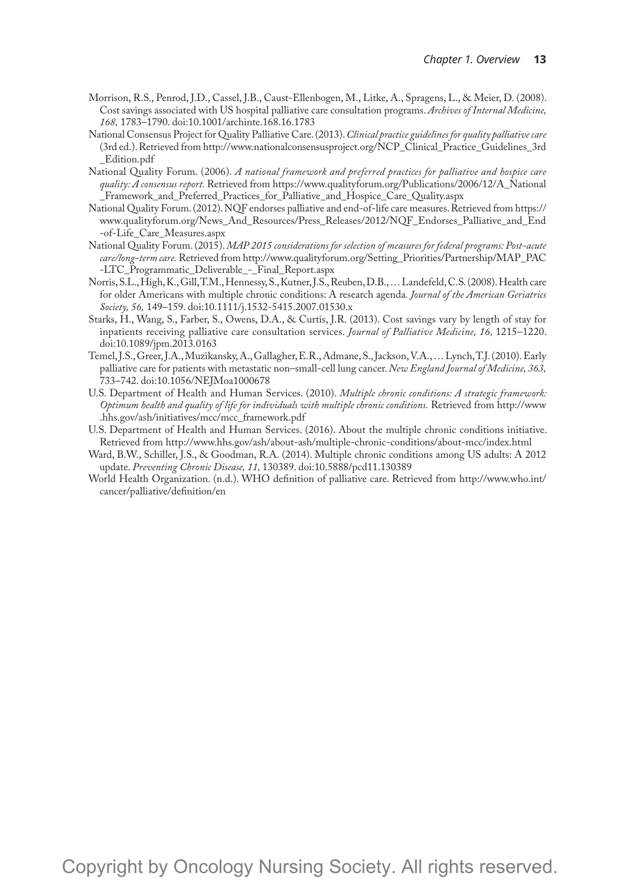Morrison, R.S., Penrod, J.D., Cassel, J.B., Caust-Ellenbogen, M., Litke, A., Spragens, L., & Meier, D. (2008). Cost savings associated with US hospital palliative care consultation programs. *Archives of Internal Medicine, 168,* 1783–1790. doi:10.1001/archinte.168.16.1783

National Consensus Project for Quality Palliative Care. (2013). *Clinical practice guidelines for quality palliative care* (3rd ed.). Retrieved from http://www.nationalconsensusproject.org/NCP_Clinical_Practice_Guidelines_3rd_Edition.pdf

National Quality Forum. (2006). *A national framework and preferred practices for palliative and hospice care quality: A consensus report.* Retrieved from https://www.qualityforum.org/Publications/2006/12/A_National_Framework_and_Preferred_Practices_for_Palliative_and_Hospice_Care_Quality.aspx

National Quality Forum. (2012). NQF endorses palliative and end-of-life care measures. Retrieved from https://www.qualityforum.org/News_And_Resources/Press_Releases/2012/NQF_Endorses_Palliative_and_End-of-Life_Care_Measures.aspx

National Quality Forum. (2015). *MAP 2015 considerations for selection of measures for federal programs: Post-acute care/long-term care.* Retrieved from http://www.qualityforum.org/Setting_Priorities/Partnership/MAP_PAC-LTC_Programmatic_Deliverable_-_Final_Report.aspx

Norris, S.L., High, K., Gill, T.M., Hennessy, S., Kutner, J.S., Reuben, D.B., … Landefeld, C.S. (2008). Health care for older Americans with multiple chronic conditions: A research agenda. *Journal of the American Geriatrics Society, 56,* 149–159. doi:10.1111/j.1532-5415.2007.01530.x

Starks, H., Wang, S., Farber, S., Owens, D.A., & Curtis, J.R. (2013). Cost savings vary by length of stay for inpatients receiving palliative care consultation services. *Journal of Palliative Medicine, 16,* 1215–1220. doi:10.1089/jpm.2013.0163

Temel, J.S., Greer, J.A., Muzikansky, A., Gallagher, E.R., Admane, S., Jackson, V.A., … Lynch, T.J. (2010). Early palliative care for patients with metastatic non–small-cell lung cancer. *New England Journal of Medicine, 363,* 733–742. doi:10.1056/NEJMoa1000678

U.S. Department of Health and Human Services. (2010). *Multiple chronic conditions: A strategic framework: Optimum health and quality of life for individuals with multiple chronic conditions.* Retrieved from http://www.hhs.gov/ash/initiatives/mcc/mcc_framework.pdf

U.S. Department of Health and Human Services. (2016). About the multiple chronic conditions initiative. Retrieved from http://www.hhs.gov/ash/about-ash/multiple-chronic-conditions/about-mcc/index.html

Ward, B.W., Schiller, J.S., & Goodman, R.A. (2014). Multiple chronic conditions among US adults: A 2012 update. *Preventing Chronic Disease, 11,* 130389. doi:10.5888/pcd11.130389

World Health Organization. (n.d.). WHO definition of palliative care. Retrieved from http://www.who.int/cancer/palliative/definition/en

Copyright by Oncology Nursing Society. All rights reserved.